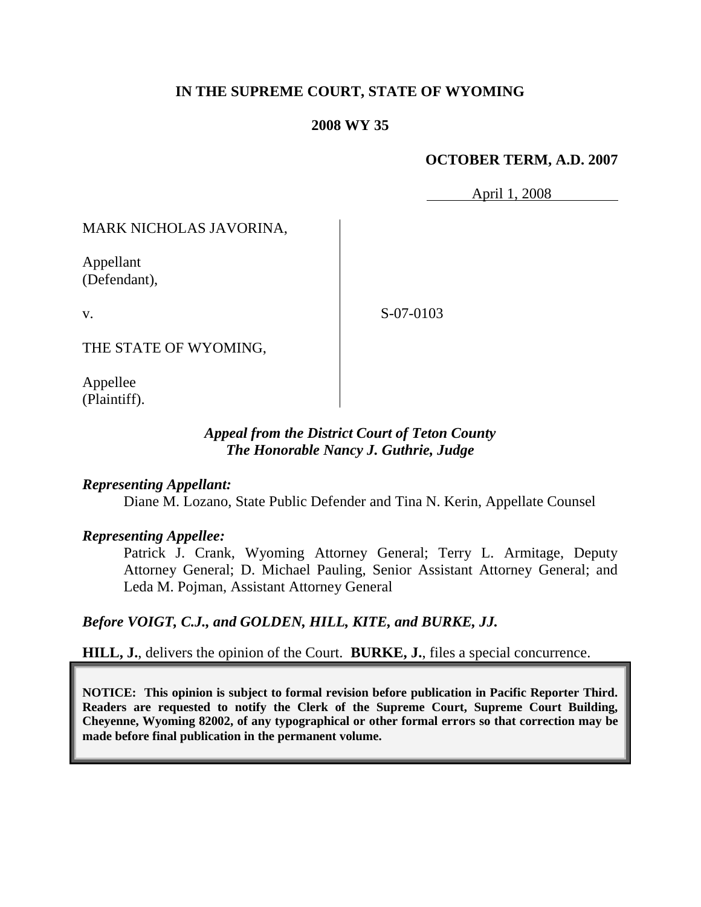**IN THE SUPREME COURT, STATE OF WYOMING**

**2008 WY 35**

**OCTOBER TERM, A.D. 2007**

April 1, 2008

MARK NICHOLAS JAVORINA,

Appellant
(Defendant),

v.

S-07-0103

THE STATE OF WYOMING,

Appellee
(Plaintiff).

***Appeal from the District Court of Teton County***
***The Honorable Nancy J. Guthrie, Judge***

***Representing Appellant:***

Diane M. Lozano, State Public Defender and Tina N. Kerin, Appellate Counsel

***Representing Appellee:***

Patrick J. Crank, Wyoming Attorney General; Terry L. Armitage, Deputy Attorney General; D. Michael Pauling, Senior Assistant Attorney General; and Leda M. Pojman, Assistant Attorney General

***Before VOIGT, C.J., and GOLDEN, HILL, KITE, and BURKE, JJ.***

**HILL, J.**, delivers the opinion of the Court. **BURKE, J.**, files a special concurrence.

**NOTICE: This opinion is subject to formal revision before publication in Pacific Reporter Third. Readers are requested to notify the Clerk of the Supreme Court, Supreme Court Building, Cheyenne, Wyoming 82002, of any typographical or other formal errors so that correction may be made before final publication in the permanent volume.**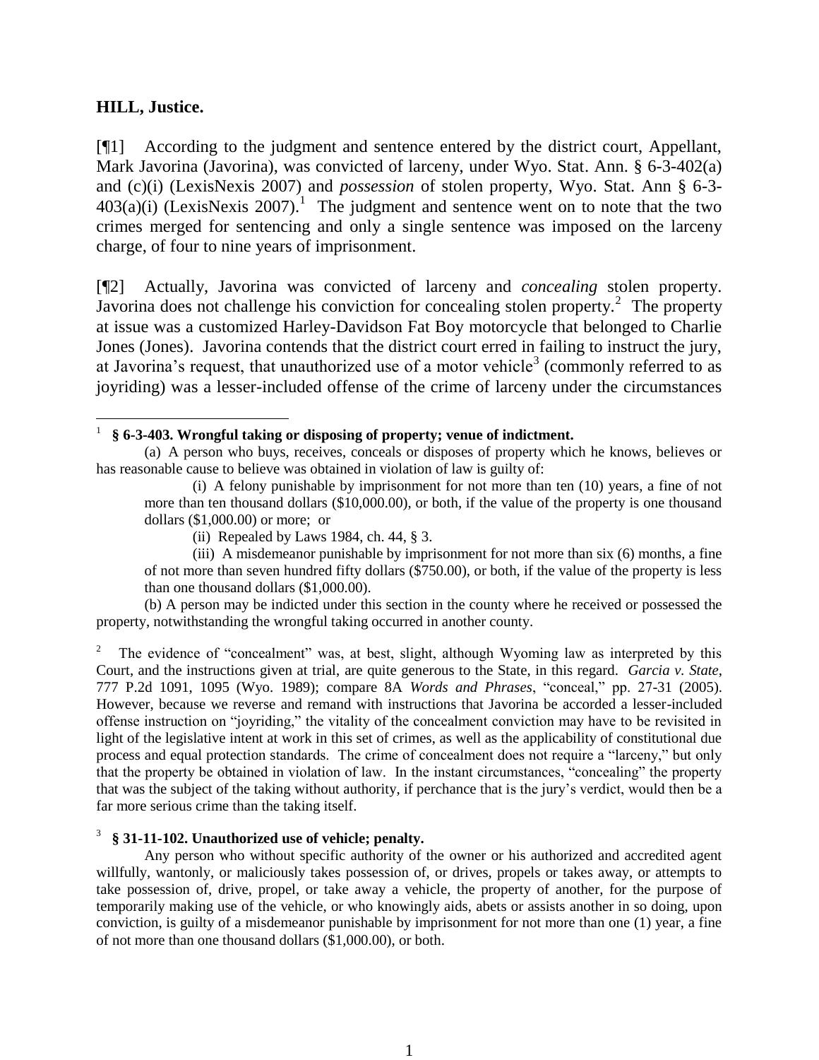**HILL, Justice.**

[¶1] According to the judgment and sentence entered by the district court, Appellant, Mark Javorina (Javorina), was convicted of larceny, under Wyo. Stat. Ann. § 6-3-402(a) and (c)(i) (LexisNexis 2007) and *possession* of stolen property, Wyo. Stat. Ann § 6-3-403(a)(i) (LexisNexis 2007).[1] The judgment and sentence went on to note that the two crimes merged for sentencing and only a single sentence was imposed on the larceny charge, of four to nine years of imprisonment.

[¶2] Actually, Javorina was convicted of larceny and *concealing* stolen property. Javorina does not challenge his conviction for concealing stolen property.[2] The property at issue was a customized Harley-Davidson Fat Boy motorcycle that belonged to Charlie Jones (Jones). Javorina contends that the district court erred in failing to instruct the jury, at Javorina's request, that unauthorized use of a motor vehicle[3] (commonly referred to as joyriding) was a lesser-included offense of the crime of larceny under the circumstances

---

[1] **§ 6-3-403. Wrongful taking or disposing of property; venue of indictment.**

(a) A person who buys, receives, conceals or disposes of property which he knows, believes or has reasonable cause to believe was obtained in violation of law is guilty of:

(i) A felony punishable by imprisonment for not more than ten (10) years, a fine of not more than ten thousand dollars ($10,000.00), or both, if the value of the property is one thousand dollars ($1,000.00) or more; or

(ii) Repealed by Laws 1984, ch. 44, § 3.

(iii) A misdemeanor punishable by imprisonment for not more than six (6) months, a fine of not more than seven hundred fifty dollars ($750.00), or both, if the value of the property is less than one thousand dollars ($1,000.00).

(b) A person may be indicted under this section in the county where he received or possessed the property, notwithstanding the wrongful taking occurred in another county.

[2] The evidence of "concealment" was, at best, slight, although Wyoming law as interpreted by this Court, and the instructions given at trial, are quite generous to the State, in this regard. *Garcia v. State*, 777 P.2d 1091, 1095 (Wyo. 1989); compare 8A *Words and Phrases*, "conceal," pp. 27-31 (2005). However, because we reverse and remand with instructions that Javorina be accorded a lesser-included offense instruction on "joyriding," the vitality of the concealment conviction may have to be revisited in light of the legislative intent at work in this set of crimes, as well as the applicability of constitutional due process and equal protection standards. The crime of concealment does not require a "larceny," but only that the property be obtained in violation of law. In the instant circumstances, "concealing" the property that was the subject of the taking without authority, if perchance that is the jury's verdict, would then be a far more serious crime than the taking itself.

[3] **§ 31-11-102. Unauthorized use of vehicle; penalty.**

Any person who without specific authority of the owner or his authorized and accredited agent willfully, wantonly, or maliciously takes possession of, or drives, propels or takes away, or attempts to take possession of, drive, propel, or take away a vehicle, the property of another, for the purpose of temporarily making use of the vehicle, or who knowingly aids, abets or assists another in so doing, upon conviction, is guilty of a misdemeanor punishable by imprisonment for not more than one (1) year, a fine of not more than one thousand dollars ($1,000.00), or both.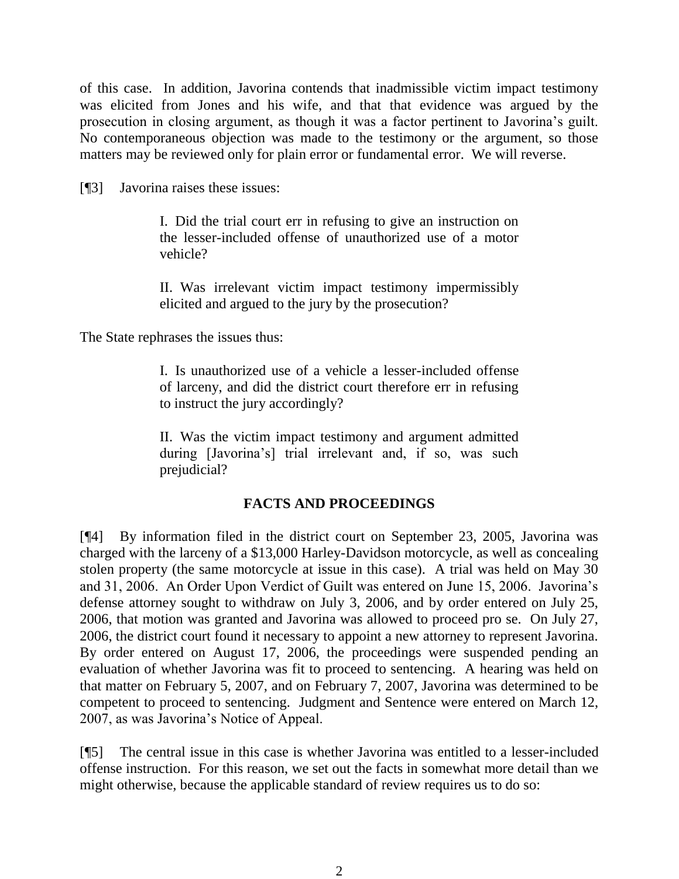of this case. In addition, Javorina contends that inadmissible victim impact testimony was elicited from Jones and his wife, and that that evidence was argued by the prosecution in closing argument, as though it was a factor pertinent to Javorina's guilt. No contemporaneous objection was made to the testimony or the argument, so those matters may be reviewed only for plain error or fundamental error. We will reverse.

[¶3] Javorina raises these issues:

> I. Did the trial court err in refusing to give an instruction on the lesser-included offense of unauthorized use of a motor vehicle?
>
> II. Was irrelevant victim impact testimony impermissibly elicited and argued to the jury by the prosecution?

The State rephrases the issues thus:

> I. Is unauthorized use of a vehicle a lesser-included offense of larceny, and did the district court therefore err in refusing to instruct the jury accordingly?
>
> II. Was the victim impact testimony and argument admitted during [Javorina's] trial irrelevant and, if so, was such prejudicial?

## FACTS AND PROCEEDINGS

[¶4] By information filed in the district court on September 23, 2005, Javorina was charged with the larceny of a $13,000 Harley-Davidson motorcycle, as well as concealing stolen property (the same motorcycle at issue in this case). A trial was held on May 30 and 31, 2006. An Order Upon Verdict of Guilt was entered on June 15, 2006. Javorina's defense attorney sought to withdraw on July 3, 2006, and by order entered on July 25, 2006, that motion was granted and Javorina was allowed to proceed pro se. On July 27, 2006, the district court found it necessary to appoint a new attorney to represent Javorina. By order entered on August 17, 2006, the proceedings were suspended pending an evaluation of whether Javorina was fit to proceed to sentencing. A hearing was held on that matter on February 5, 2007, and on February 7, 2007, Javorina was determined to be competent to proceed to sentencing. Judgment and Sentence were entered on March 12, 2007, as was Javorina's Notice of Appeal.

[¶5] The central issue in this case is whether Javorina was entitled to a lesser-included offense instruction. For this reason, we set out the facts in somewhat more detail than we might otherwise, because the applicable standard of review requires us to do so: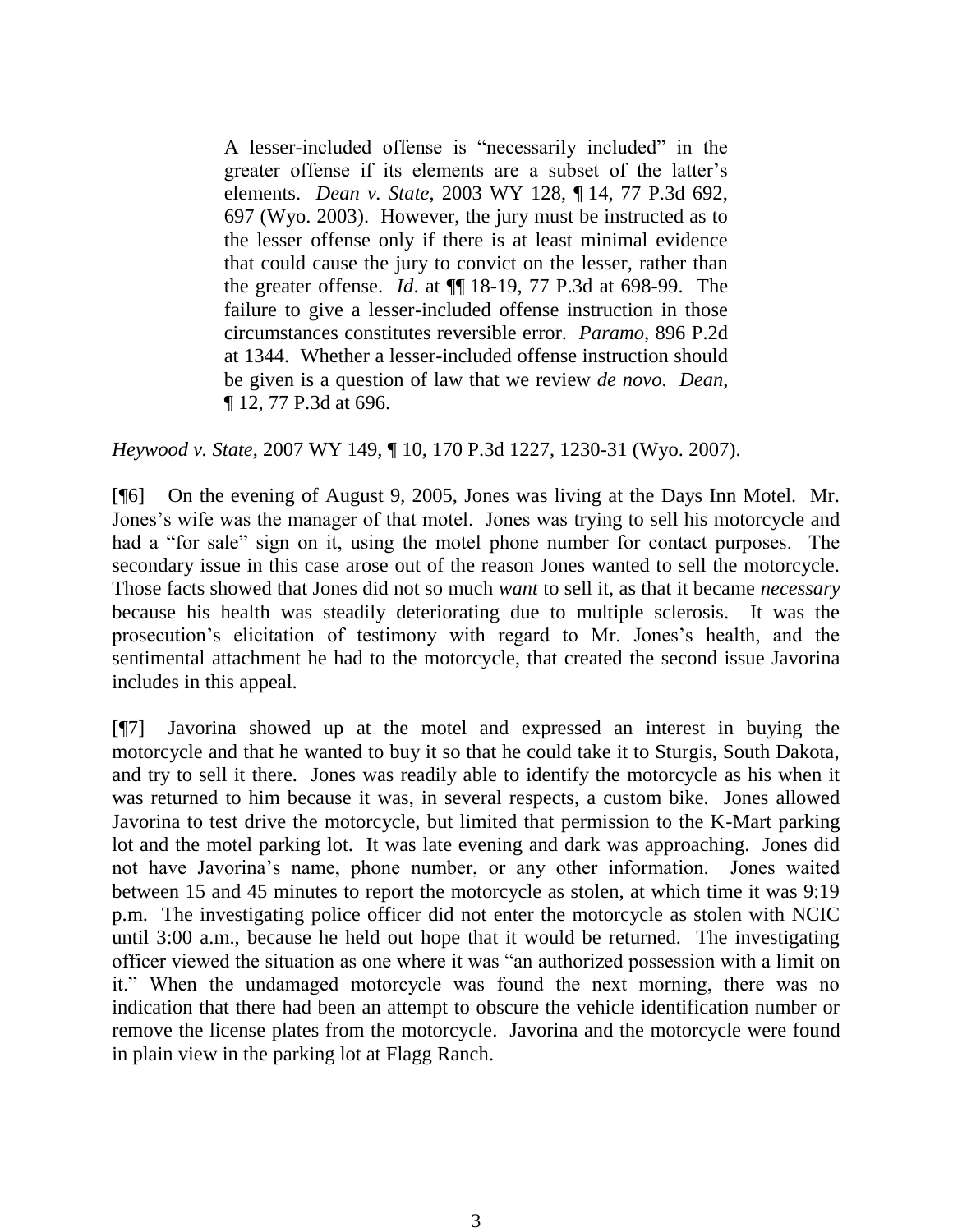> A lesser-included offense is "necessarily included" in the greater offense if its elements are a subset of the latter's elements. *Dean v. State*, 2003 WY 128, ¶ 14, 77 P.3d 692, 697 (Wyo. 2003). However, the jury must be instructed as to the lesser offense only if there is at least minimal evidence that could cause the jury to convict on the lesser, rather than the greater offense. *Id*. at ¶¶ 18-19, 77 P.3d at 698-99. The failure to give a lesser-included offense instruction in those circumstances constitutes reversible error. *Paramo*, 896 P.2d at 1344. Whether a lesser-included offense instruction should be given is a question of law that we review *de novo*. *Dean*, ¶ 12, 77 P.3d at 696.

*Heywood v. State*, 2007 WY 149, ¶ 10, 170 P.3d 1227, 1230-31 (Wyo. 2007).

[¶6] On the evening of August 9, 2005, Jones was living at the Days Inn Motel. Mr. Jones's wife was the manager of that motel. Jones was trying to sell his motorcycle and had a "for sale" sign on it, using the motel phone number for contact purposes. The secondary issue in this case arose out of the reason Jones wanted to sell the motorcycle. Those facts showed that Jones did not so much *want* to sell it, as that it became *necessary* because his health was steadily deteriorating due to multiple sclerosis. It was the prosecution's elicitation of testimony with regard to Mr. Jones's health, and the sentimental attachment he had to the motorcycle, that created the second issue Javorina includes in this appeal.

[¶7] Javorina showed up at the motel and expressed an interest in buying the motorcycle and that he wanted to buy it so that he could take it to Sturgis, South Dakota, and try to sell it there. Jones was readily able to identify the motorcycle as his when it was returned to him because it was, in several respects, a custom bike. Jones allowed Javorina to test drive the motorcycle, but limited that permission to the K-Mart parking lot and the motel parking lot. It was late evening and dark was approaching. Jones did not have Javorina's name, phone number, or any other information. Jones waited between 15 and 45 minutes to report the motorcycle as stolen, at which time it was 9:19 p.m. The investigating police officer did not enter the motorcycle as stolen with NCIC until 3:00 a.m., because he held out hope that it would be returned. The investigating officer viewed the situation as one where it was "an authorized possession with a limit on it." When the undamaged motorcycle was found the next morning, there was no indication that there had been an attempt to obscure the vehicle identification number or remove the license plates from the motorcycle. Javorina and the motorcycle were found in plain view in the parking lot at Flagg Ranch.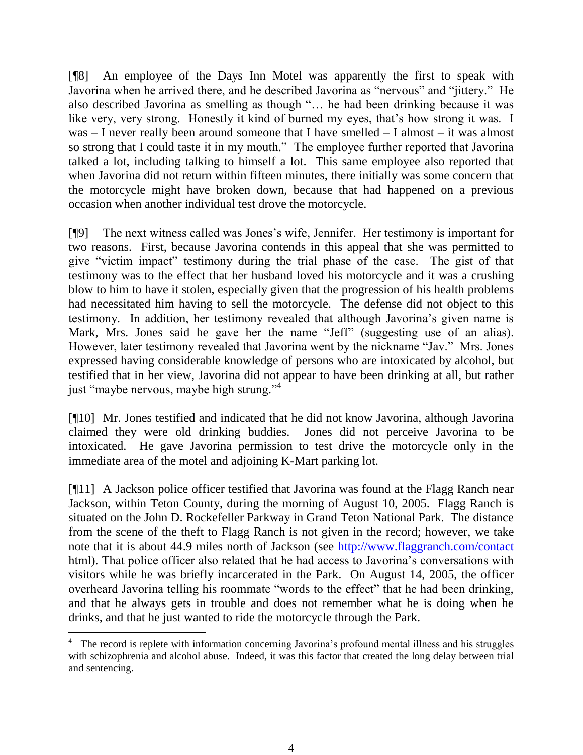[¶8] An employee of the Days Inn Motel was apparently the first to speak with Javorina when he arrived there, and he described Javorina as "nervous" and "jittery." He also described Javorina as smelling as though "… he had been drinking because it was like very, very strong. Honestly it kind of burned my eyes, that's how strong it was. I was – I never really been around someone that I have smelled – I almost – it was almost so strong that I could taste it in my mouth." The employee further reported that Javorina talked a lot, including talking to himself a lot. This same employee also reported that when Javorina did not return within fifteen minutes, there initially was some concern that the motorcycle might have broken down, because that had happened on a previous occasion when another individual test drove the motorcycle.

[¶9] The next witness called was Jones's wife, Jennifer. Her testimony is important for two reasons. First, because Javorina contends in this appeal that she was permitted to give "victim impact" testimony during the trial phase of the case. The gist of that testimony was to the effect that her husband loved his motorcycle and it was a crushing blow to him to have it stolen, especially given that the progression of his health problems had necessitated him having to sell the motorcycle. The defense did not object to this testimony. In addition, her testimony revealed that although Javorina's given name is Mark, Mrs. Jones said he gave her the name "Jeff" (suggesting use of an alias). However, later testimony revealed that Javorina went by the nickname "Jav." Mrs. Jones expressed having considerable knowledge of persons who are intoxicated by alcohol, but testified that in her view, Javorina did not appear to have been drinking at all, but rather just "maybe nervous, maybe high strung."[4]

[¶10] Mr. Jones testified and indicated that he did not know Javorina, although Javorina claimed they were old drinking buddies. Jones did not perceive Javorina to be intoxicated. He gave Javorina permission to test drive the motorcycle only in the immediate area of the motel and adjoining K-Mart parking lot.

[¶11] A Jackson police officer testified that Javorina was found at the Flagg Ranch near Jackson, within Teton County, during the morning of August 10, 2005. Flagg Ranch is situated on the John D. Rockefeller Parkway in Grand Teton National Park. The distance from the scene of the theft to Flagg Ranch is not given in the record; however, we take note that it is about 44.9 miles north of Jackson (see http://www.flaggranch.com/contact html). That police officer also related that he had access to Javorina's conversations with visitors while he was briefly incarcerated in the Park. On August 14, 2005, the officer overheard Javorina telling his roommate "words to the effect" that he had been drinking, and that he always gets in trouble and does not remember what he is doing when he drinks, and that he just wanted to ride the motorcycle through the Park.

---

[4] The record is replete with information concerning Javorina's profound mental illness and his struggles with schizophrenia and alcohol abuse. Indeed, it was this factor that created the long delay between trial and sentencing.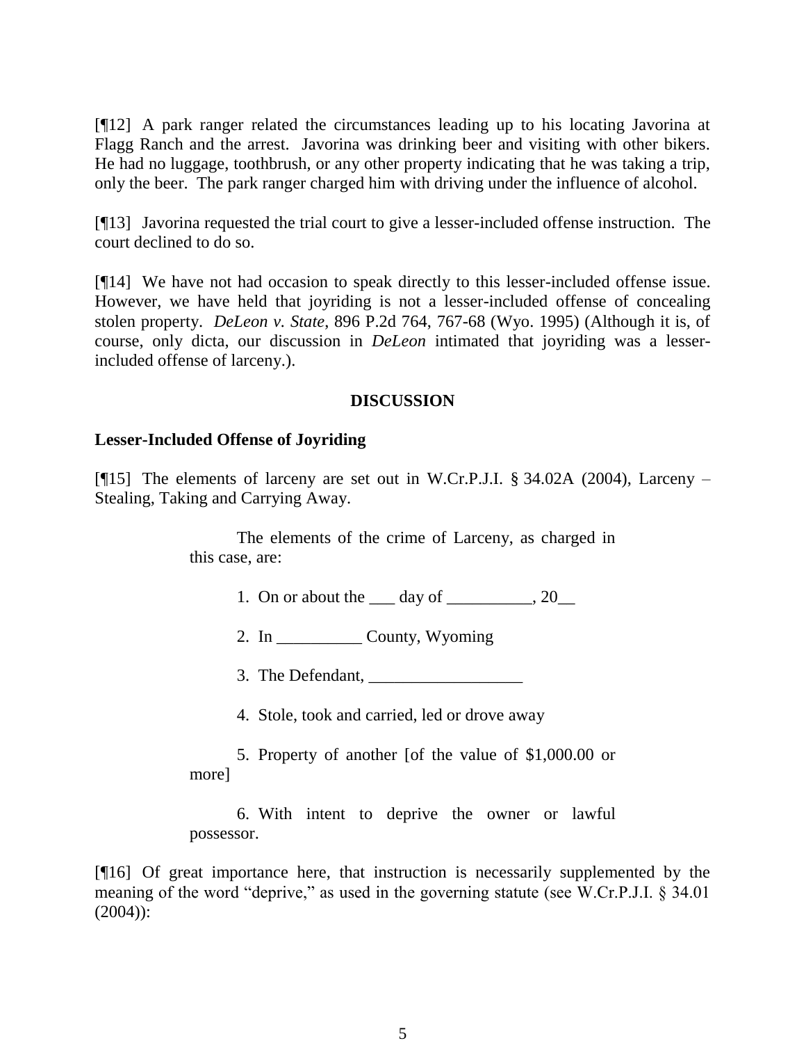[¶12] A park ranger related the circumstances leading up to his locating Javorina at Flagg Ranch and the arrest. Javorina was drinking beer and visiting with other bikers. He had no luggage, toothbrush, or any other property indicating that he was taking a trip, only the beer. The park ranger charged him with driving under the influence of alcohol.

[¶13] Javorina requested the trial court to give a lesser-included offense instruction. The court declined to do so.

[¶14] We have not had occasion to speak directly to this lesser-included offense issue. However, we have held that joyriding is not a lesser-included offense of concealing stolen property. *DeLeon v. State*, 896 P.2d 764, 767-68 (Wyo. 1995) (Although it is, of course, only dicta, our discussion in *DeLeon* intimated that joyriding was a lesser-included offense of larceny.).

## DISCUSSION

### Lesser-Included Offense of Joyriding

[¶15] The elements of larceny are set out in W.Cr.P.J.I. § 34.02A (2004), Larceny – Stealing, Taking and Carrying Away.

> The elements of the crime of Larceny, as charged in this case, are:
>
> 1. On or about the ___ day of __________, 20__
>
> 2. In __________ County, Wyoming
>
> 3. The Defendant, __________________
>
> 4. Stole, took and carried, led or drove away
>
> 5. Property of another [of the value of $1,000.00 or more]
>
> 6. With intent to deprive the owner or lawful possessor.

[¶16] Of great importance here, that instruction is necessarily supplemented by the meaning of the word "deprive," as used in the governing statute (see W.Cr.P.J.I. § 34.01 (2004)):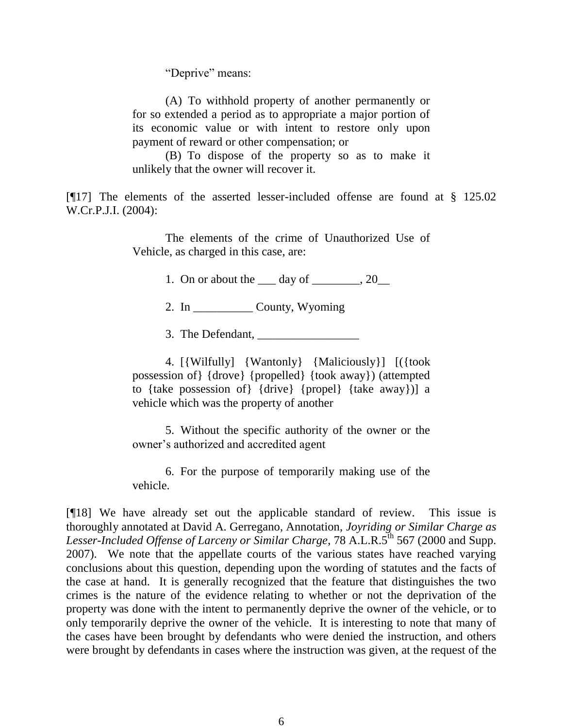> "Deprive" means:
>
> (A) To withhold property of another permanently or for so extended a period as to appropriate a major portion of its economic value or with intent to restore only upon payment of reward or other compensation; or
>
> (B) To dispose of the property so as to make it unlikely that the owner will recover it.

[¶17] The elements of the asserted lesser-included offense are found at § 125.02 W.Cr.P.J.I. (2004):

> The elements of the crime of Unauthorized Use of Vehicle, as charged in this case, are:
>
> 1. On or about the ___ day of ________, 20__
>
> 2. In __________ County, Wyoming
>
> 3. The Defendant, _________________
>
> 4. [{Wilfully] {Wantonly} {Maliciously}] [({took possession of} {drove} {propelled} {took away}) (attempted to {take possession of} {drive} {propel} {take away})] a vehicle which was the property of another
>
> 5. Without the specific authority of the owner or the owner's authorized and accredited agent
>
> 6. For the purpose of temporarily making use of the vehicle.

[¶18] We have already set out the applicable standard of review. This issue is thoroughly annotated at David A. Gerregano, Annotation, *Joyriding or Similar Charge as Lesser-Included Offense of Larceny or Similar Charge*, 78 A.L.R.5th 567 (2000 and Supp. 2007). We note that the appellate courts of the various states have reached varying conclusions about this question, depending upon the wording of statutes and the facts of the case at hand. It is generally recognized that the feature that distinguishes the two crimes is the nature of the evidence relating to whether or not the deprivation of the property was done with the intent to permanently deprive the owner of the vehicle, or to only temporarily deprive the owner of the vehicle. It is interesting to note that many of the cases have been brought by defendants who were denied the instruction, and others were brought by defendants in cases where the instruction was given, at the request of the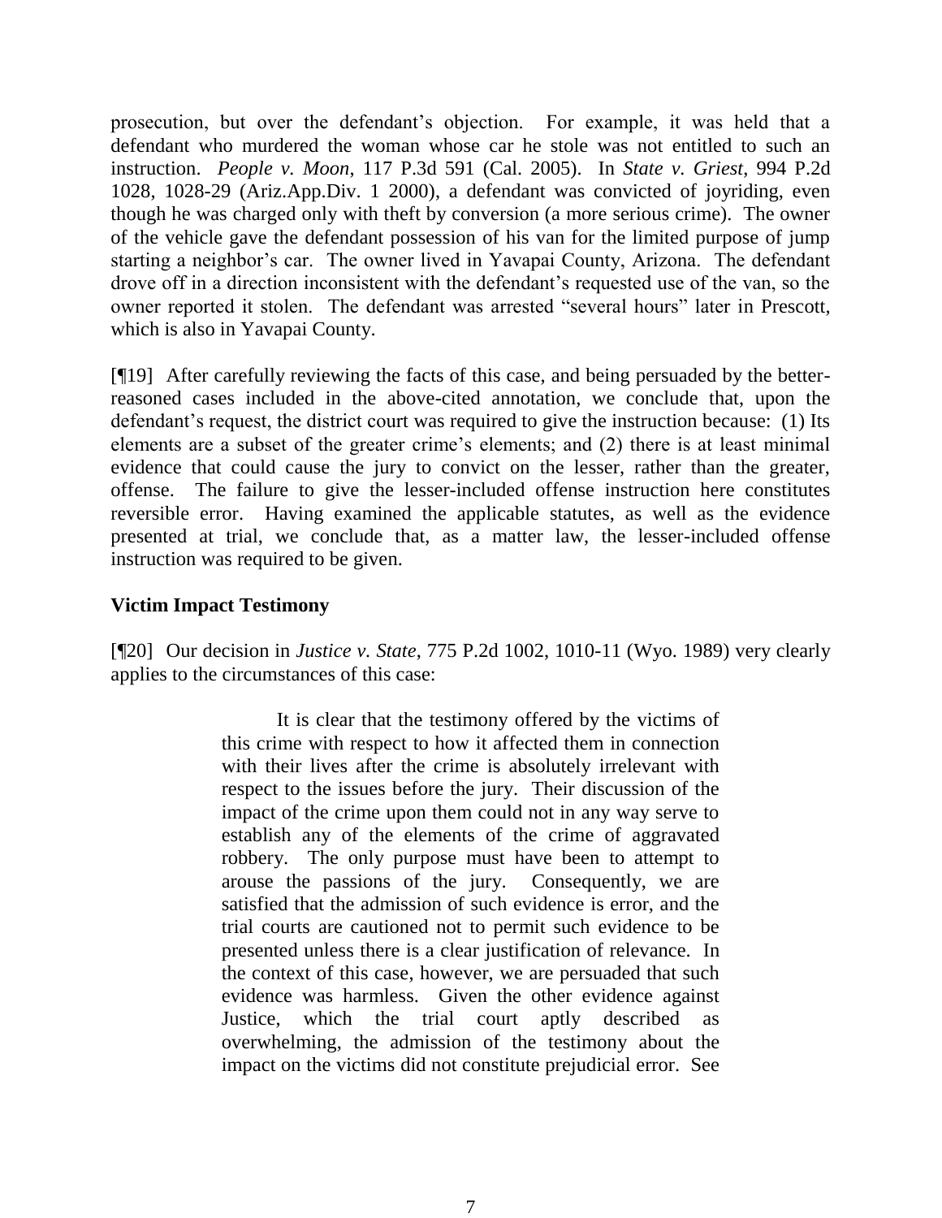prosecution, but over the defendant's objection. For example, it was held that a defendant who murdered the woman whose car he stole was not entitled to such an instruction. *People v. Moon*, 117 P.3d 591 (Cal. 2005). In *State v. Griest*, 994 P.2d 1028, 1028-29 (Ariz.App.Div. 1 2000), a defendant was convicted of joyriding, even though he was charged only with theft by conversion (a more serious crime). The owner of the vehicle gave the defendant possession of his van for the limited purpose of jump starting a neighbor's car. The owner lived in Yavapai County, Arizona. The defendant drove off in a direction inconsistent with the defendant's requested use of the van, so the owner reported it stolen. The defendant was arrested "several hours" later in Prescott, which is also in Yavapai County.

[¶19] After carefully reviewing the facts of this case, and being persuaded by the better-reasoned cases included in the above-cited annotation, we conclude that, upon the defendant's request, the district court was required to give the instruction because: (1) Its elements are a subset of the greater crime's elements; and (2) there is at least minimal evidence that could cause the jury to convict on the lesser, rather than the greater, offense. The failure to give the lesser-included offense instruction here constitutes reversible error. Having examined the applicable statutes, as well as the evidence presented at trial, we conclude that, as a matter law, the lesser-included offense instruction was required to be given.

**Victim Impact Testimony**

[¶20] Our decision in *Justice v. State*, 775 P.2d 1002, 1010-11 (Wyo. 1989) very clearly applies to the circumstances of this case:

> It is clear that the testimony offered by the victims of this crime with respect to how it affected them in connection with their lives after the crime is absolutely irrelevant with respect to the issues before the jury. Their discussion of the impact of the crime upon them could not in any way serve to establish any of the elements of the crime of aggravated robbery. The only purpose must have been to attempt to arouse the passions of the jury. Consequently, we are satisfied that the admission of such evidence is error, and the trial courts are cautioned not to permit such evidence to be presented unless there is a clear justification of relevance. In the context of this case, however, we are persuaded that such evidence was harmless. Given the other evidence against Justice, which the trial court aptly described as overwhelming, the admission of the testimony about the impact on the victims did not constitute prejudicial error. See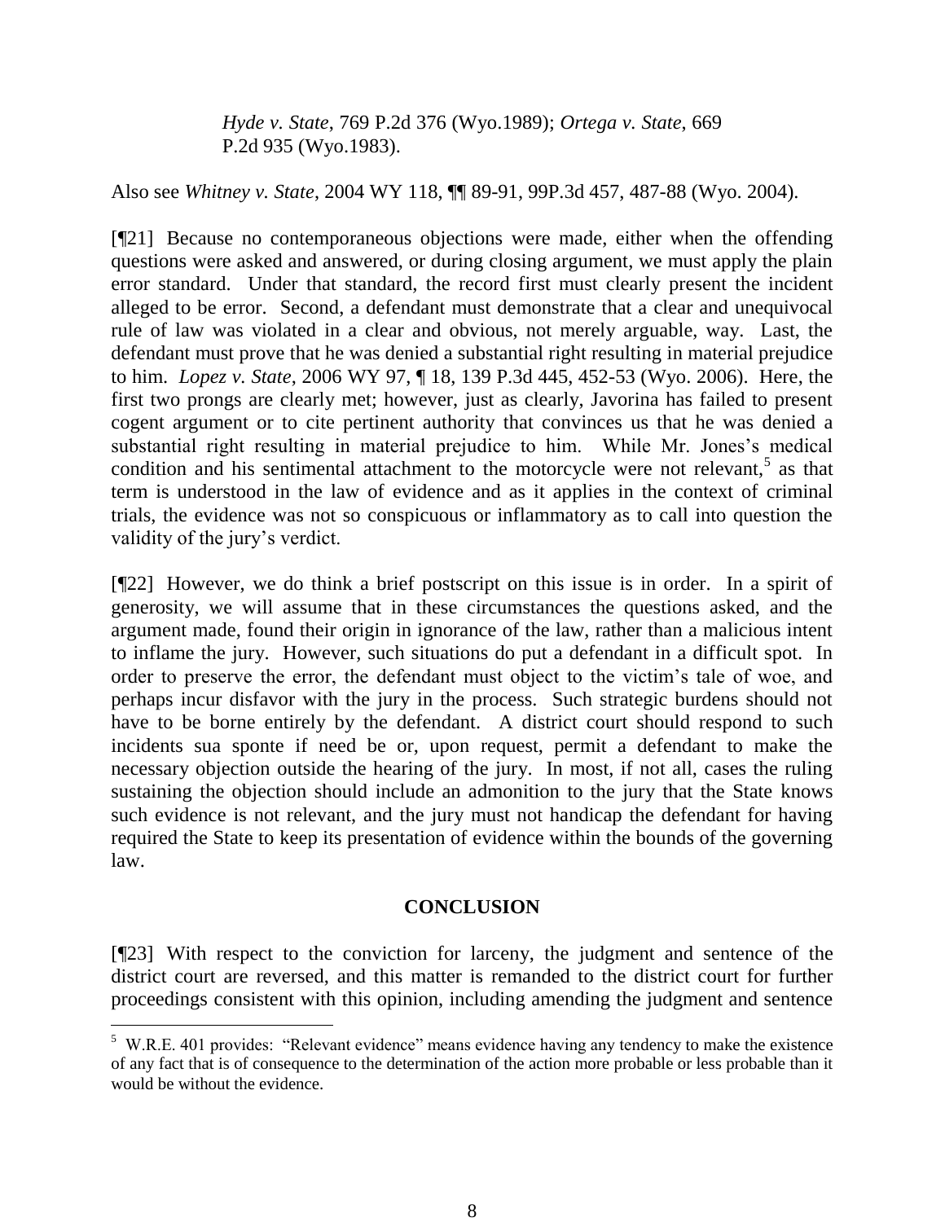> *Hyde v. State*, 769 P.2d 376 (Wyo.1989); *Ortega v. State*, 669 P.2d 935 (Wyo.1983).

Also see *Whitney v. State*, 2004 WY 118, ¶¶ 89-91, 99P.3d 457, 487-88 (Wyo. 2004).

[¶21] Because no contemporaneous objections were made, either when the offending questions were asked and answered, or during closing argument, we must apply the plain error standard. Under that standard, the record first must clearly present the incident alleged to be error. Second, a defendant must demonstrate that a clear and unequivocal rule of law was violated in a clear and obvious, not merely arguable, way. Last, the defendant must prove that he was denied a substantial right resulting in material prejudice to him. *Lopez v. State*, 2006 WY 97, ¶ 18, 139 P.3d 445, 452-53 (Wyo. 2006). Here, the first two prongs are clearly met; however, just as clearly, Javorina has failed to present cogent argument or to cite pertinent authority that convinces us that he was denied a substantial right resulting in material prejudice to him. While Mr. Jones's medical condition and his sentimental attachment to the motorcycle were not relevant,[5] as that term is understood in the law of evidence and as it applies in the context of criminal trials, the evidence was not so conspicuous or inflammatory as to call into question the validity of the jury's verdict.

[¶22] However, we do think a brief postscript on this issue is in order. In a spirit of generosity, we will assume that in these circumstances the questions asked, and the argument made, found their origin in ignorance of the law, rather than a malicious intent to inflame the jury. However, such situations do put a defendant in a difficult spot. In order to preserve the error, the defendant must object to the victim's tale of woe, and perhaps incur disfavor with the jury in the process. Such strategic burdens should not have to be borne entirely by the defendant. A district court should respond to such incidents sua sponte if need be or, upon request, permit a defendant to make the necessary objection outside the hearing of the jury. In most, if not all, cases the ruling sustaining the objection should include an admonition to the jury that the State knows such evidence is not relevant, and the jury must not handicap the defendant for having required the State to keep its presentation of evidence within the bounds of the governing law.

## CONCLUSION

[¶23] With respect to the conviction for larceny, the judgment and sentence of the district court are reversed, and this matter is remanded to the district court for further proceedings consistent with this opinion, including amending the judgment and sentence

---

[5] W.R.E. 401 provides: "Relevant evidence" means evidence having any tendency to make the existence of any fact that is of consequence to the determination of the action more probable or less probable than it would be without the evidence.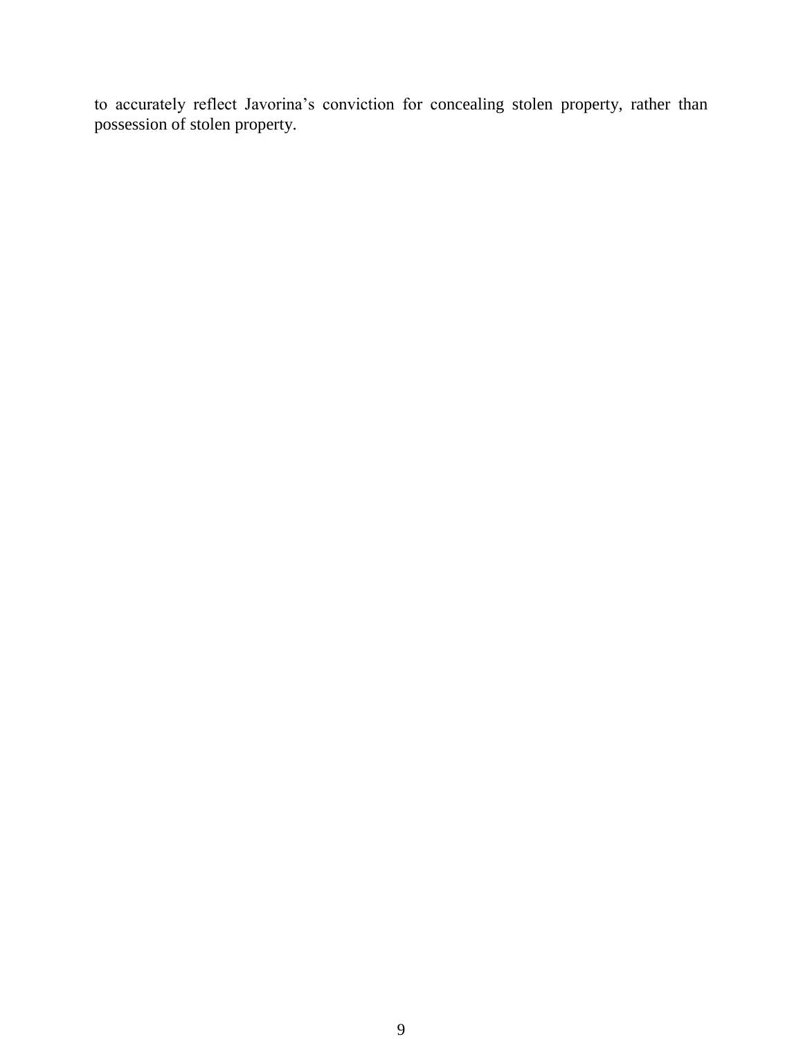to accurately reflect Javorina's conviction for concealing stolen property, rather than possession of stolen property.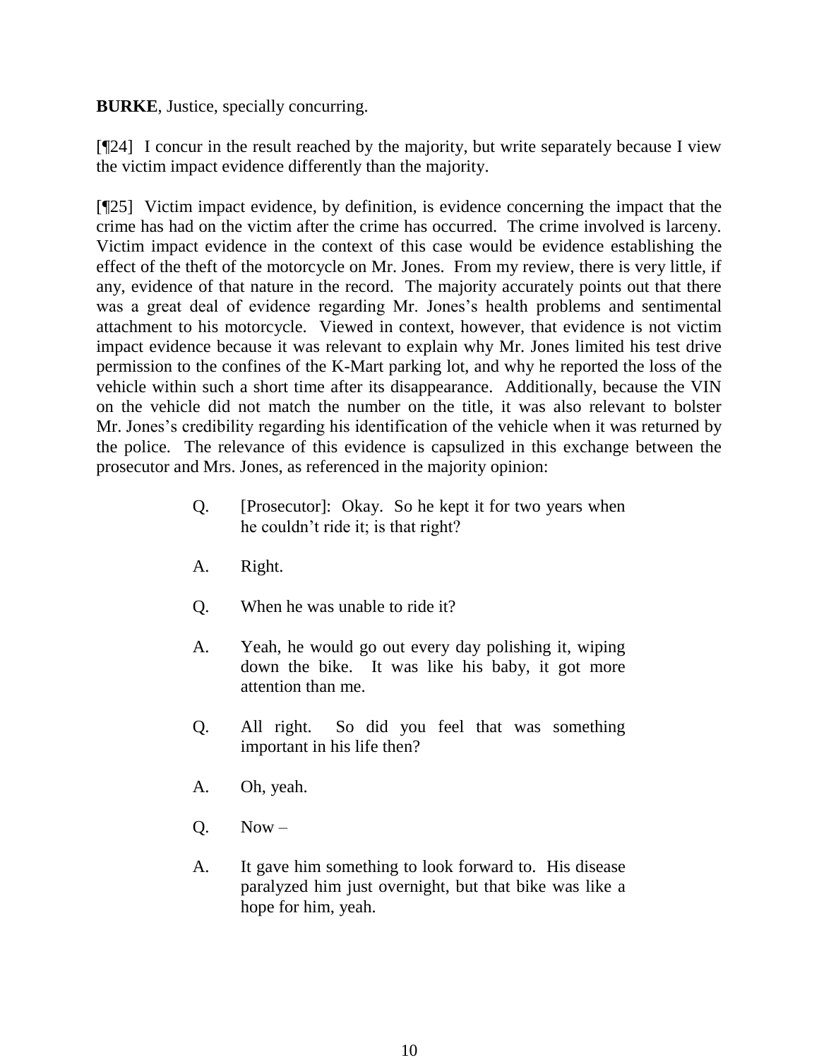**BURKE**, Justice, specially concurring.

[¶24] I concur in the result reached by the majority, but write separately because I view the victim impact evidence differently than the majority.

[¶25] Victim impact evidence, by definition, is evidence concerning the impact that the crime has had on the victim after the crime has occurred. The crime involved is larceny. Victim impact evidence in the context of this case would be evidence establishing the effect of the theft of the motorcycle on Mr. Jones. From my review, there is very little, if any, evidence of that nature in the record. The majority accurately points out that there was a great deal of evidence regarding Mr. Jones's health problems and sentimental attachment to his motorcycle. Viewed in context, however, that evidence is not victim impact evidence because it was relevant to explain why Mr. Jones limited his test drive permission to the confines of the K-Mart parking lot, and why he reported the loss of the vehicle within such a short time after its disappearance. Additionally, because the VIN on the vehicle did not match the number on the title, it was also relevant to bolster Mr. Jones's credibility regarding his identification of the vehicle when it was returned by the police. The relevance of this evidence is capsulized in this exchange between the prosecutor and Mrs. Jones, as referenced in the majority opinion:

> Q. [Prosecutor]: Okay. So he kept it for two years when he couldn't ride it; is that right?
>
> A. Right.
>
> Q. When he was unable to ride it?
>
> A. Yeah, he would go out every day polishing it, wiping down the bike. It was like his baby, it got more attention than me.
>
> Q. All right. So did you feel that was something important in his life then?
>
> A. Oh, yeah.
>
> Q. Now –
>
> A. It gave him something to look forward to. His disease paralyzed him just overnight, but that bike was like a hope for him, yeah.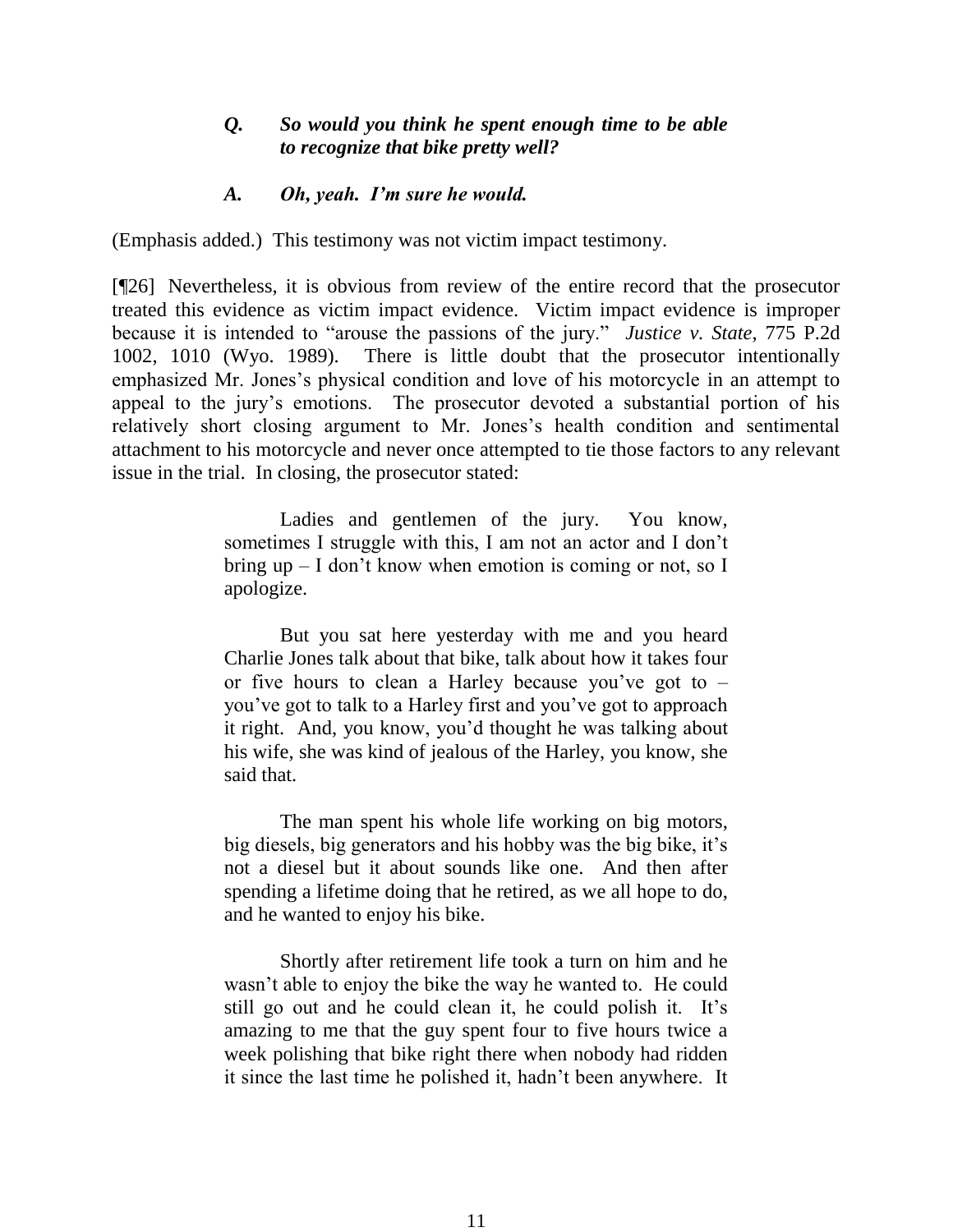> ***Q. So would you think he spent enough time to be able to recognize that bike pretty well?***
>
> ***A. Oh, yeah. I'm sure he would.***

(Emphasis added.) This testimony was not victim impact testimony.

[¶26] Nevertheless, it is obvious from review of the entire record that the prosecutor treated this evidence as victim impact evidence. Victim impact evidence is improper because it is intended to "arouse the passions of the jury." *Justice v. State*, 775 P.2d 1002, 1010 (Wyo. 1989). There is little doubt that the prosecutor intentionally emphasized Mr. Jones's physical condition and love of his motorcycle in an attempt to appeal to the jury's emotions. The prosecutor devoted a substantial portion of his relatively short closing argument to Mr. Jones's health condition and sentimental attachment to his motorcycle and never once attempted to tie those factors to any relevant issue in the trial. In closing, the prosecutor stated:

> Ladies and gentlemen of the jury. You know, sometimes I struggle with this, I am not an actor and I don't bring up – I don't know when emotion is coming or not, so I apologize.
>
> But you sat here yesterday with me and you heard Charlie Jones talk about that bike, talk about how it takes four or five hours to clean a Harley because you've got to – you've got to talk to a Harley first and you've got to approach it right. And, you know, you'd thought he was talking about his wife, she was kind of jealous of the Harley, you know, she said that.
>
> The man spent his whole life working on big motors, big diesels, big generators and his hobby was the big bike, it's not a diesel but it about sounds like one. And then after spending a lifetime doing that he retired, as we all hope to do, and he wanted to enjoy his bike.
>
> Shortly after retirement life took a turn on him and he wasn't able to enjoy the bike the way he wanted to. He could still go out and he could clean it, he could polish it. It's amazing to me that the guy spent four to five hours twice a week polishing that bike right there when nobody had ridden it since the last time he polished it, hadn't been anywhere. It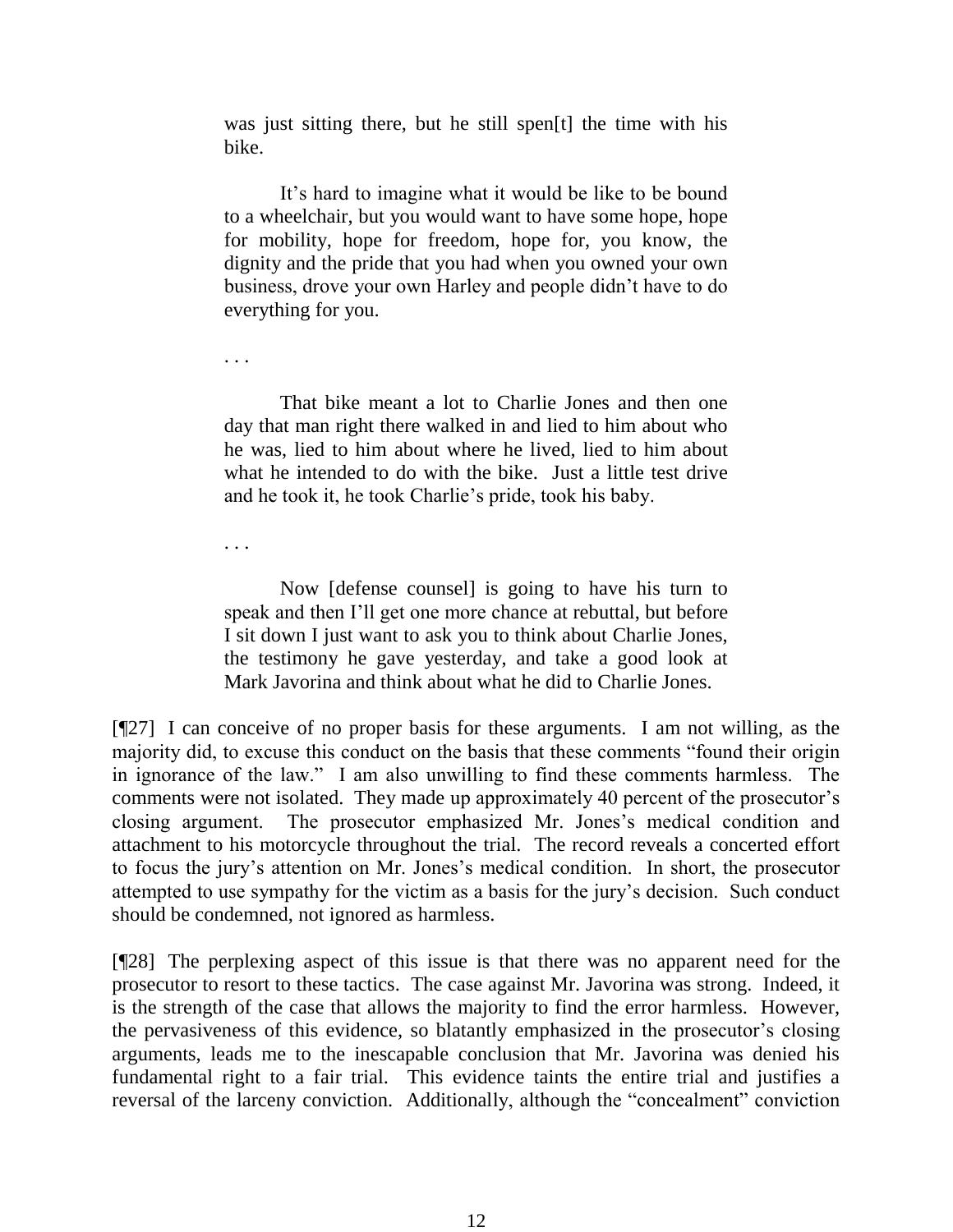> was just sitting there, but he still spen[t] the time with his bike.
>
> It's hard to imagine what it would be like to be bound to a wheelchair, but you would want to have some hope, hope for mobility, hope for freedom, hope for, you know, the dignity and the pride that you had when you owned your own business, drove your own Harley and people didn't have to do everything for you.
>
> . . .
>
> That bike meant a lot to Charlie Jones and then one day that man right there walked in and lied to him about who he was, lied to him about where he lived, lied to him about what he intended to do with the bike. Just a little test drive and he took it, he took Charlie's pride, took his baby.
>
> . . .
>
> Now [defense counsel] is going to have his turn to speak and then I'll get one more chance at rebuttal, but before I sit down I just want to ask you to think about Charlie Jones, the testimony he gave yesterday, and take a good look at Mark Javorina and think about what he did to Charlie Jones.

[¶27] I can conceive of no proper basis for these arguments. I am not willing, as the majority did, to excuse this conduct on the basis that these comments "found their origin in ignorance of the law." I am also unwilling to find these comments harmless. The comments were not isolated. They made up approximately 40 percent of the prosecutor's closing argument. The prosecutor emphasized Mr. Jones's medical condition and attachment to his motorcycle throughout the trial. The record reveals a concerted effort to focus the jury's attention on Mr. Jones's medical condition. In short, the prosecutor attempted to use sympathy for the victim as a basis for the jury's decision. Such conduct should be condemned, not ignored as harmless.

[¶28] The perplexing aspect of this issue is that there was no apparent need for the prosecutor to resort to these tactics. The case against Mr. Javorina was strong. Indeed, it is the strength of the case that allows the majority to find the error harmless. However, the pervasiveness of this evidence, so blatantly emphasized in the prosecutor's closing arguments, leads me to the inescapable conclusion that Mr. Javorina was denied his fundamental right to a fair trial. This evidence taints the entire trial and justifies a reversal of the larceny conviction. Additionally, although the "concealment" conviction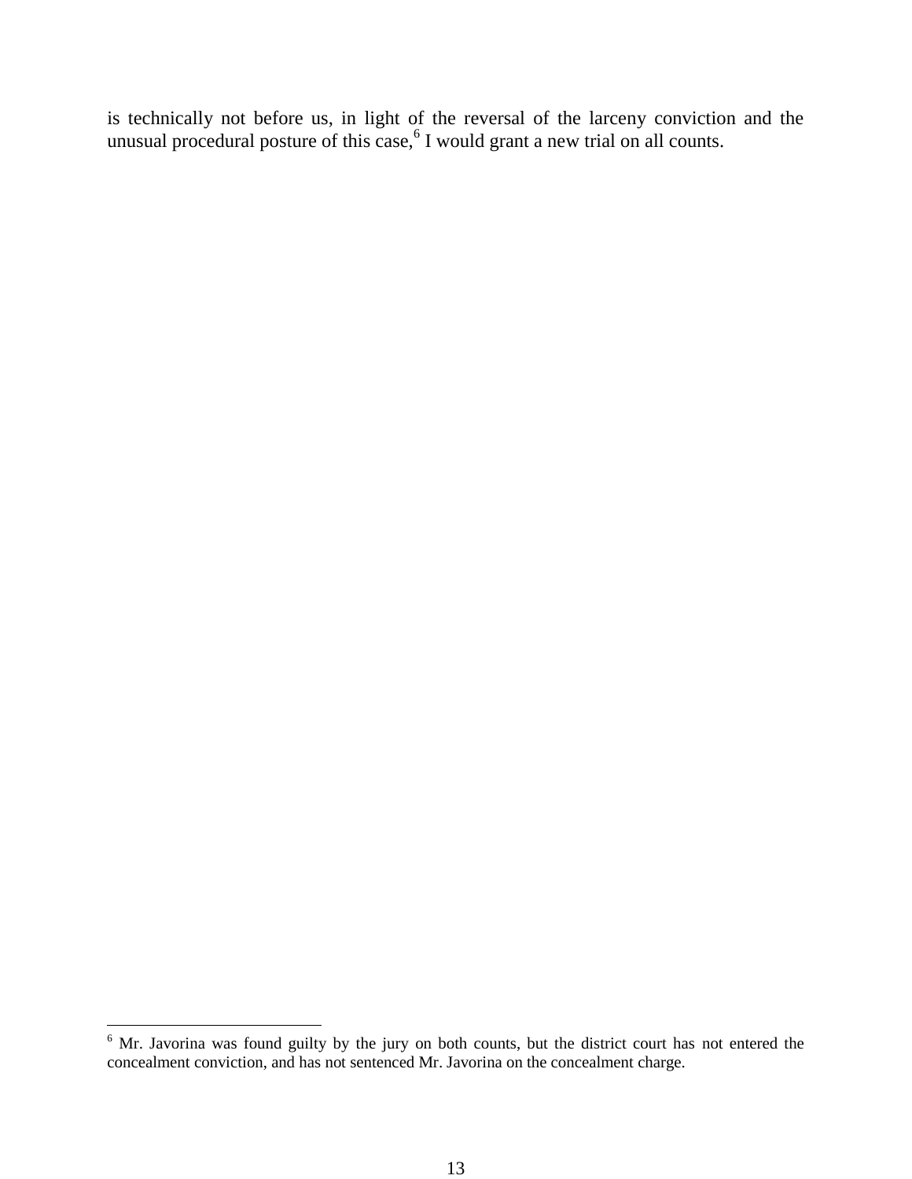is technically not before us, in light of the reversal of the larceny conviction and the unusual procedural posture of this case,[6] I would grant a new trial on all counts.

---

[6] Mr. Javorina was found guilty by the jury on both counts, but the district court has not entered the concealment conviction, and has not sentenced Mr. Javorina on the concealment charge.